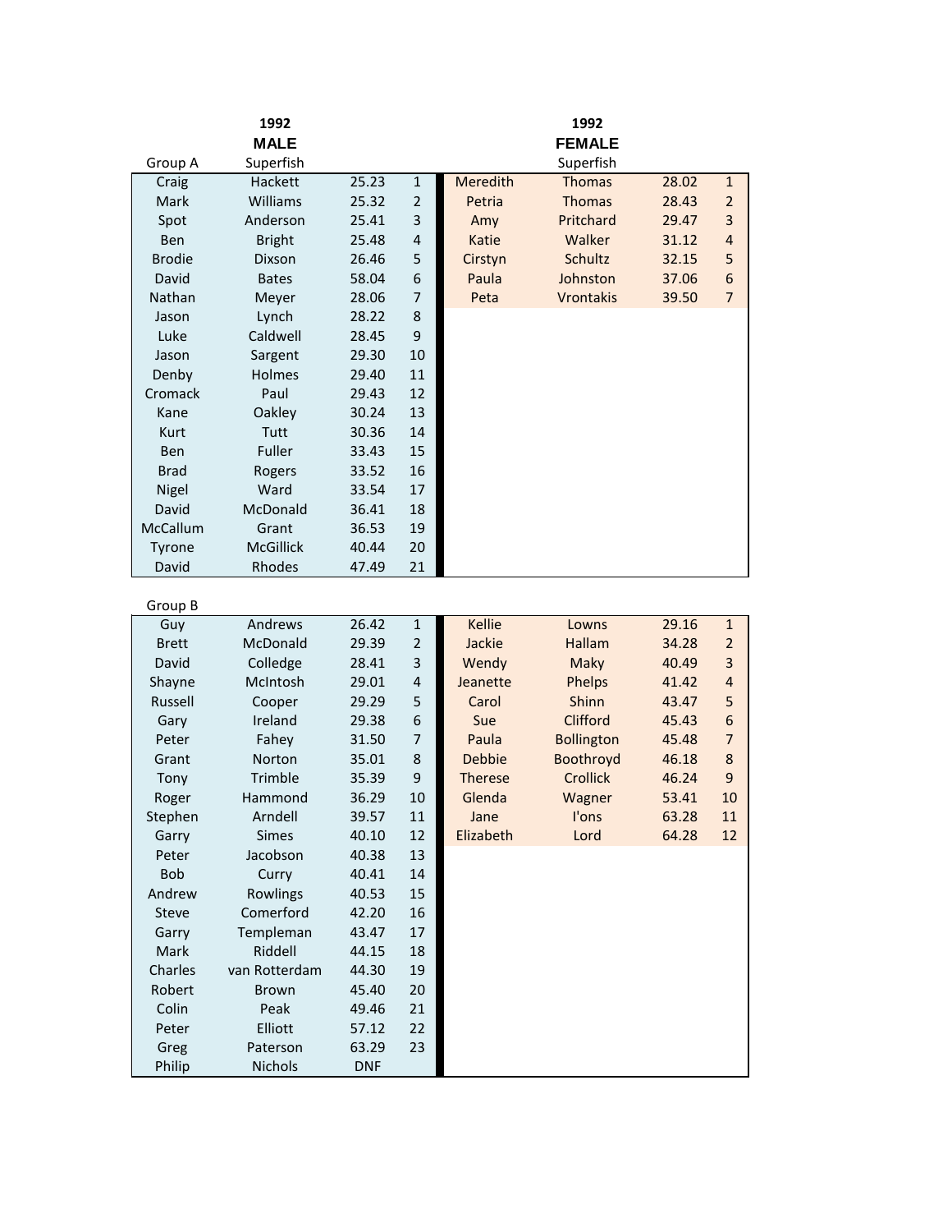| Group A | 1992 MALE Superfish | | | | 1992 FEMALE Superfish | | |
|---|---|---|---|---|---|---|---|
| Craig | Hackett | 25.23 | 1 | Meredith | Thomas | 28.02 | 1 |
| Mark | Williams | 25.32 | 2 | Petria | Thomas | 28.43 | 2 |
| Spot | Anderson | 25.41 | 3 | Amy | Pritchard | 29.47 | 3 |
| Ben | Bright | 25.48 | 4 | Katie | Walker | 31.12 | 4 |
| Brodie | Dixson | 26.46 | 5 | Cirstyn | Schultz | 32.15 | 5 |
| David | Bates | 58.04 | 6 | Paula | Johnston | 37.06 | 6 |
| Nathan | Meyer | 28.06 | 7 | Peta | Vrontakis | 39.50 | 7 |
| Jason | Lynch | 28.22 | 8 | | | | |
| Luke | Caldwell | 28.45 | 9 | | | | |
| Jason | Sargent | 29.30 | 10 | | | | |
| Denby | Holmes | 29.40 | 11 | | | | |
| Cromack | Paul | 29.43 | 12 | | | | |
| Kane | Oakley | 30.24 | 13 | | | | |
| Kurt | Tutt | 30.36 | 14 | | | | |
| Ben | Fuller | 33.43 | 15 | | | | |
| Brad | Rogers | 33.52 | 16 | | | | |
| Nigel | Ward | 33.54 | 17 | | | | |
| David | McDonald | 36.41 | 18 | | | | |
| McCallum | Grant | 36.53 | 19 | | | | |
| Tyrone | McGillick | 40.44 | 20 | | | | |
| David | Rhodes | 47.49 | 21 | | | | |

Group B

| | | | | | | | |
|---|---|---|---|---|---|---|---|
| Guy | Andrews | 26.42 | 1 | Kellie | Lowns | 29.16 | 1 |
| Brett | McDonald | 29.39 | 2 | Jackie | Hallam | 34.28 | 2 |
| David | Colledge | 28.41 | 3 | Wendy | Maky | 40.49 | 3 |
| Shayne | McIntosh | 29.01 | 4 | Jeanette | Phelps | 41.42 | 4 |
| Russell | Cooper | 29.29 | 5 | Carol | Shinn | 43.47 | 5 |
| Gary | Ireland | 29.38 | 6 | Sue | Clifford | 45.43 | 6 |
| Peter | Fahey | 31.50 | 7 | Paula | Bollington | 45.48 | 7 |
| Grant | Norton | 35.01 | 8 | Debbie | Boothroyd | 46.18 | 8 |
| Tony | Trimble | 35.39 | 9 | Therese | Crollick | 46.24 | 9 |
| Roger | Hammond | 36.29 | 10 | Glenda | Wagner | 53.41 | 10 |
| Stephen | Arndell | 39.57 | 11 | Jane | I'ons | 63.28 | 11 |
| Garry | Simes | 40.10 | 12 | Elizabeth | Lord | 64.28 | 12 |
| Peter | Jacobson | 40.38 | 13 | | | | |
| Bob | Curry | 40.41 | 14 | | | | |
| Andrew | Rowlings | 40.53 | 15 | | | | |
| Steve | Comerford | 42.20 | 16 | | | | |
| Garry | Templeman | 43.47 | 17 | | | | |
| Mark | Riddell | 44.15 | 18 | | | | |
| Charles | van Rotterdam | 44.30 | 19 | | | | |
| Robert | Brown | 45.40 | 20 | | | | |
| Colin | Peak | 49.46 | 21 | | | | |
| Peter | Elliott | 57.12 | 22 | | | | |
| Greg | Paterson | 63.29 | 23 | | | | |
| Philip | Nichols | DNF | | | | | |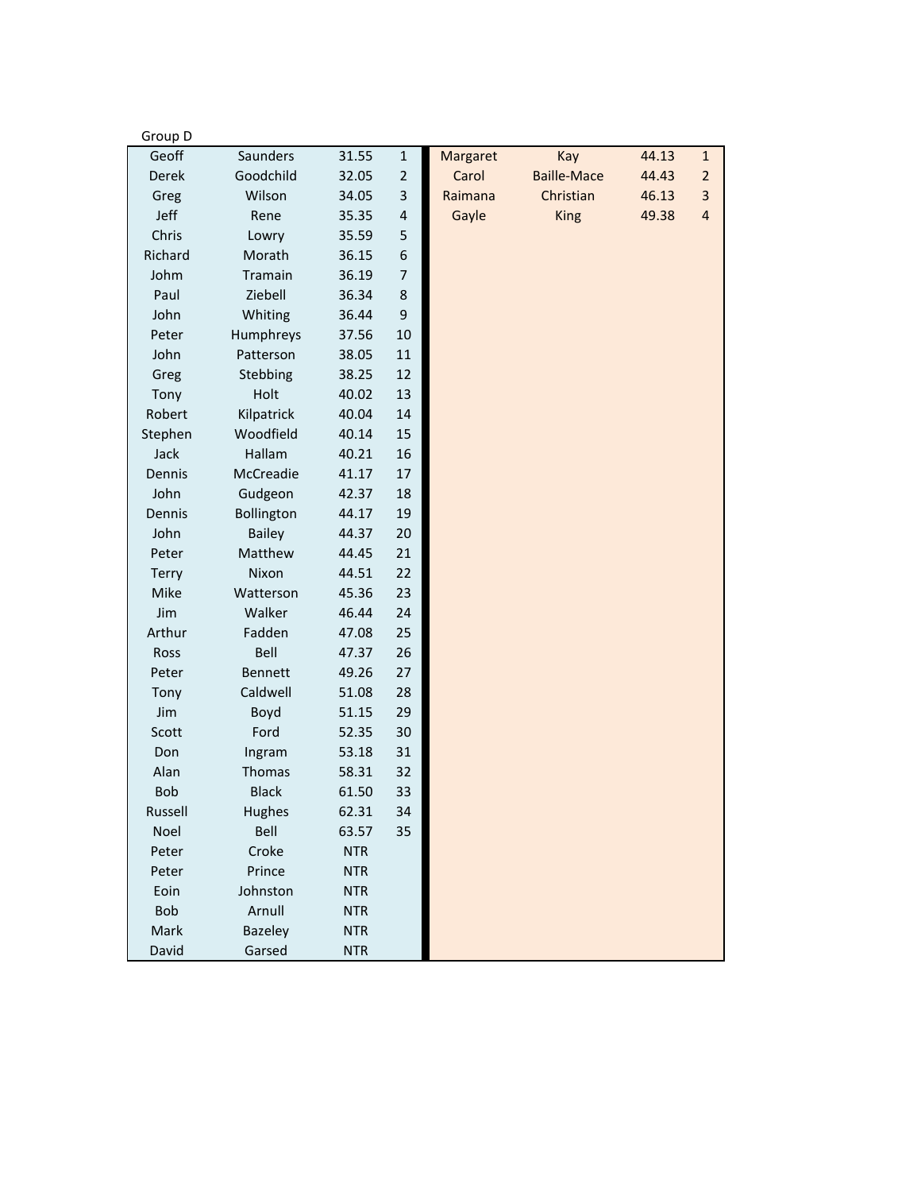Group D

| | | | | | | | |
|---|---|---|---|---|---|---|---|
| Geoff | Saunders | 31.55 | 1 | Margaret | Kay | 44.13 | 1 |
| Derek | Goodchild | 32.05 | 2 | Carol | Baille-Mace | 44.43 | 2 |
| Greg | Wilson | 34.05 | 3 | Raimana | Christian | 46.13 | 3 |
| Jeff | Rene | 35.35 | 4 | Gayle | King | 49.38 | 4 |
| Chris | Lowry | 35.59 | 5 | | | | |
| Richard | Morath | 36.15 | 6 | | | | |
| Johm | Tramain | 36.19 | 7 | | | | |
| Paul | Ziebell | 36.34 | 8 | | | | |
| John | Whiting | 36.44 | 9 | | | | |
| Peter | Humphreys | 37.56 | 10 | | | | |
| John | Patterson | 38.05 | 11 | | | | |
| Greg | Stebbing | 38.25 | 12 | | | | |
| Tony | Holt | 40.02 | 13 | | | | |
| Robert | Kilpatrick | 40.04 | 14 | | | | |
| Stephen | Woodfield | 40.14 | 15 | | | | |
| Jack | Hallam | 40.21 | 16 | | | | |
| Dennis | McCreadie | 41.17 | 17 | | | | |
| John | Gudgeon | 42.37 | 18 | | | | |
| Dennis | Bollington | 44.17 | 19 | | | | |
| John | Bailey | 44.37 | 20 | | | | |
| Peter | Matthew | 44.45 | 21 | | | | |
| Terry | Nixon | 44.51 | 22 | | | | |
| Mike | Watterson | 45.36 | 23 | | | | |
| Jim | Walker | 46.44 | 24 | | | | |
| Arthur | Fadden | 47.08 | 25 | | | | |
| Ross | Bell | 47.37 | 26 | | | | |
| Peter | Bennett | 49.26 | 27 | | | | |
| Tony | Caldwell | 51.08 | 28 | | | | |
| Jim | Boyd | 51.15 | 29 | | | | |
| Scott | Ford | 52.35 | 30 | | | | |
| Don | Ingram | 53.18 | 31 | | | | |
| Alan | Thomas | 58.31 | 32 | | | | |
| Bob | Black | 61.50 | 33 | | | | |
| Russell | Hughes | 62.31 | 34 | | | | |
| Noel | Bell | 63.57 | 35 | | | | |
| Peter | Croke | NTR | | | | | |
| Peter | Prince | NTR | | | | | |
| Eoin | Johnston | NTR | | | | | |
| Bob | Arnull | NTR | | | | | |
| Mark | Bazeley | NTR | | | | | |
| David | Garsed | NTR | | | | | |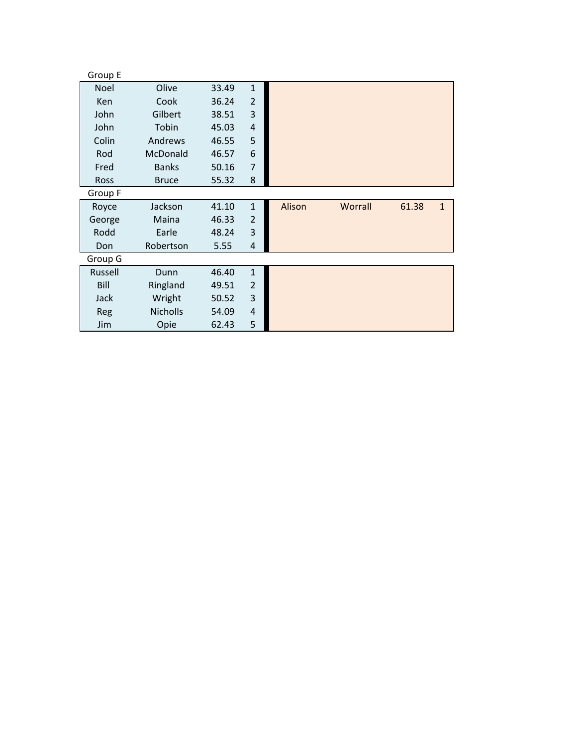Group E

| | | | | | | | |
|---|---|---|---|---|---|---|---|
| Noel | Olive | 33.49 | 1 | | | | |
| Ken | Cook | 36.24 | 2 | | | | |
| John | Gilbert | 38.51 | 3 | | | | |
| John | Tobin | 45.03 | 4 | | | | |
| Colin | Andrews | 46.55 | 5 | | | | |
| Rod | McDonald | 46.57 | 6 | | | | |
| Fred | Banks | 50.16 | 7 | | | | |
| Ross | Bruce | 55.32 | 8 | | | | |

Group F

| | | | | | | | |
|---|---|---|---|---|---|---|---|
| Royce | Jackson | 41.10 | 1 | Alison | Worrall | 61.38 | 1 |
| George | Maina | 46.33 | 2 | | | | |
| Rodd | Earle | 48.24 | 3 | | | | |
| Don | Robertson | 5.55 | 4 | | | | |

Group G

| | | | | | | | |
|---|---|---|---|---|---|---|---|
| Russell | Dunn | 46.40 | 1 | | | | |
| Bill | Ringland | 49.51 | 2 | | | | |
| Jack | Wright | 50.52 | 3 | | | | |
| Reg | Nicholls | 54.09 | 4 | | | | |
| Jim | Opie | 62.43 | 5 | | | | |